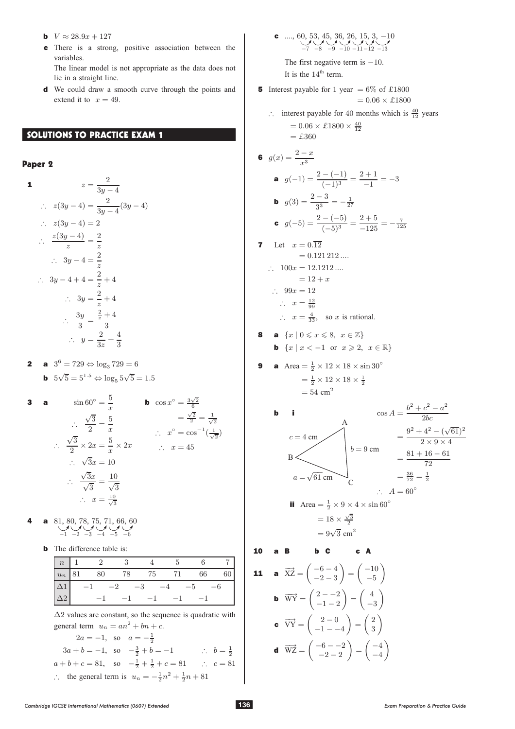**b** $V \approx 28.9x + 127$

**c** There is a strong, positive association between the variables.
The linear model is not appropriate as the data does not lie in a straight line.

**d** We could draw a smooth curve through the points and extend it to $x = 49$.

## SOLUTIONS TO PRACTICE EXAM 1

### Paper 2

**1**

$$z = \frac{2}{3y-4}$$

$$\therefore\ z(3y-4) = \frac{2}{3y-4}(3y-4)$$

$$\therefore\ z(3y-4) = 2$$

$$\therefore\ \frac{z(3y-4)}{z} = \frac{2}{z}$$

$$\therefore\ 3y - 4 = \frac{2}{z}$$

$$\therefore\ 3y - 4 + 4 = \frac{2}{z} + 4$$

$$\therefore\ 3y = \frac{2}{z} + 4$$

$$\therefore\ \frac{3y}{3} = \frac{\frac{2}{z}+4}{3}$$

$$\therefore\ y = \frac{2}{3z} + \frac{4}{3}$$

**2** **a** $3^6 = 729 \Leftrightarrow \log_3 729 = 6$

**b** $5\sqrt{5} = 5^{1.5} \Leftrightarrow \log_5 5\sqrt{5} = 1.5$

**3** **a**

$$\sin 60^\circ = \frac{5}{x}$$

$$\therefore\ \frac{\sqrt{3}}{2} = \frac{5}{x}$$

$$\therefore\ \frac{\sqrt{3}}{2} \times 2x = \frac{5}{x} \times 2x$$

$$\therefore\ \sqrt{3}x = 10$$

$$\therefore\ \frac{\sqrt{3}x}{\sqrt{3}} = \frac{10}{\sqrt{3}}$$

$$\therefore\ x = \frac{10}{\sqrt{3}}$$

**b**

$$\cos x^\circ = \frac{3\sqrt{2}}{6} = \frac{\sqrt{2}}{2} = \frac{1}{\sqrt{2}}$$

$$\therefore\ x^\circ = \cos^{-1}\left(\tfrac{1}{\sqrt{2}}\right)$$

$$\therefore\ x = 45$$

**4** **a** 81, 80, 78, 75, 71, 66, 60 (differences: $-1$, $-2$, $-3$, $-4$, $-5$, $-6$)

**b** The difference table is:

| $n$ | 1 | 2 | 3 | 4 | 5 | 6 | 7 |
|---|---|---|---|---|---|---|---|
| $u_n$ | 81 | 80 | 78 | 75 | 71 | 66 | 60 |
| $\Delta 1$ | | $-1$ | $-2$ | $-3$ | $-4$ | $-5$ | $-6$ |
| $\Delta 2$ | | | $-1$ | $-1$ | $-1$ | $-1$ | $-1$ |

$\Delta 2$ values are constant, so the sequence is quadratic with general term $u_n = an^2 + bn + c$.

$2a = -1$, so $a = -\frac{1}{2}$

$3a + b = -1$, so $-\frac{3}{2} + b = -1$ $\quad\therefore\ b = \frac{1}{2}$

$a + b + c = 81$, so $-\frac{1}{2} + \frac{1}{2} + c = 81$ $\quad\therefore\ c = 81$

$\therefore$ the general term is $u_n = -\frac{1}{2}n^2 + \frac{1}{2}n + 81$

**c** ...., 60, 53, 45, 36, 26, 15, 3, $-10$ (differences: $-7$, $-8$, $-9$, $-10$, $-11$, $-12$, $-13$)

The first negative term is $-10$.
It is the $14^{\text{th}}$ term.

**5** Interest payable for 1 year $= 6\%$ of £1800 $= 0.06 \times$ £1800

$\therefore$ interest payable for 40 months which is $\frac{40}{12}$ years

$= 0.06 \times$ £1800 $\times \frac{40}{12}$

$=$ £360

**6** $g(x) = \dfrac{2-x}{x^3}$

**a** $g(-1) = \dfrac{2-(-1)}{(-1)^3} = \dfrac{2+1}{-1} = -3$

**b** $g(3) = \dfrac{2-3}{3^3} = -\frac{1}{27}$

**c** $g(-5) = \dfrac{2-(-5)}{(-5)^3} = \dfrac{2+5}{-125} = -\frac{7}{125}$

**7** Let $x = 0.\overline{12}$

$= 0.121\,212\ldots$

$\therefore\ 100x = 12.1212\ldots$

$= 12 + x$

$\therefore\ 99x = 12$

$\therefore\ x = \frac{12}{99}$

$\therefore\ x = \frac{4}{33}$, so $x$ is rational.

**8** **a** $\{x \mid 0 \leqslant x \leqslant 8,\ x \in \mathbb{Z}\}$

**b** $\{x \mid x < -1 \text{ or } x \geqslant 2,\ x \in \mathbb{R}\}$

**9** **a** Area $= \frac{1}{2} \times 12 \times 18 \times \sin 30^\circ$

$= \frac{1}{2} \times 12 \times 18 \times \frac{1}{2}$

$= 54$ cm$^2$

**b** **i** (Triangle ABC with $c = 4$ cm, $b = 9$ cm, $a = \sqrt{61}$ cm)

$$\cos A = \frac{b^2 + c^2 - a^2}{2bc} = \frac{9^2 + 4^2 - (\sqrt{61})^2}{2 \times 9 \times 4} = \frac{81 + 16 - 61}{72} = \frac{36}{72} = \frac{1}{2}$$

$\therefore\ A = 60^\circ$

**ii** Area $= \frac{1}{2} \times 9 \times 4 \times \sin 60^\circ$

$= 18 \times \frac{\sqrt{3}}{2}$

$= 9\sqrt{3}$ cm$^2$

**10** **a** B **b** C **c** A

**11** **a** $\overrightarrow{XZ} = \begin{pmatrix} -6-4 \\ -2-3 \end{pmatrix} = \begin{pmatrix} -10 \\ -5 \end{pmatrix}$

**b** $\overrightarrow{WY} = \begin{pmatrix} 2--2 \\ -1-2 \end{pmatrix} = \begin{pmatrix} 4 \\ -3 \end{pmatrix}$

**c** $\overrightarrow{VY} = \begin{pmatrix} 2-0 \\ -1--4 \end{pmatrix} = \begin{pmatrix} 2 \\ 3 \end{pmatrix}$

**d** $\overrightarrow{WZ} = \begin{pmatrix} -6--2 \\ -2-2 \end{pmatrix} = \begin{pmatrix} -4 \\ -4 \end{pmatrix}$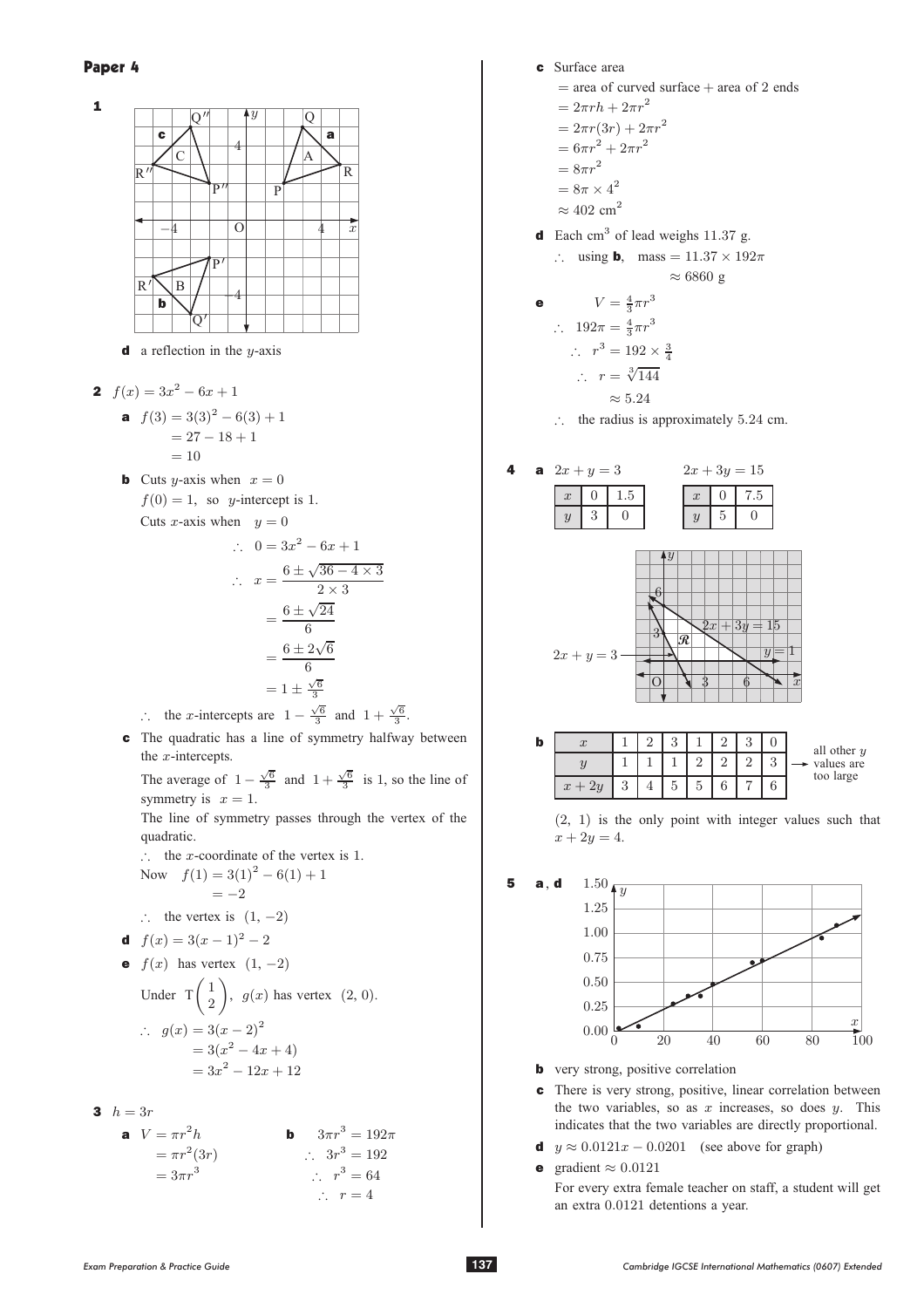## Paper 4

**1**

**d** a reflection in the $y$-axis

**2** $f(x) = 3x^2 - 6x + 1$

**a** $f(3) = 3(3)^2 - 6(3) + 1$
$= 27 - 18 + 1$
$= 10$

**b** Cuts $y$-axis when $x = 0$

$f(0) = 1$, so $y$-intercept is 1.

Cuts $x$-axis when $y = 0$

$$\therefore \quad 0 = 3x^2 - 6x + 1$$

$$\therefore \quad x = \frac{6 \pm \sqrt{36 - 4 \times 3}}{2 \times 3}$$

$$= \frac{6 \pm \sqrt{24}}{6}$$

$$= \frac{6 \pm 2\sqrt{6}}{6}$$

$$= 1 \pm \tfrac{\sqrt{6}}{3}$$

$\therefore$ the $x$-intercepts are $1 - \frac{\sqrt{6}}{3}$ and $1 + \frac{\sqrt{6}}{3}$.

**c** The quadratic has a line of symmetry halfway between the $x$-intercepts.

The average of $1 - \frac{\sqrt{6}}{3}$ and $1 + \frac{\sqrt{6}}{3}$ is 1, so the line of symmetry is $x = 1$.

The line of symmetry passes through the vertex of the quadratic.

$\therefore$ the $x$-coordinate of the vertex is 1.

Now $f(1) = 3(1)^2 - 6(1) + 1$
$= -2$

$\therefore$ the vertex is $(1, -2)$

**d** $f(x) = 3(x-1)^2 - 2$

**e** $f(x)$ has vertex $(1, -2)$

Under $T\begin{pmatrix} 1 \\ 2 \end{pmatrix}$, $g(x)$ has vertex $(2, 0)$.

$$\therefore \quad g(x) = 3(x-2)^2$$
$$= 3(x^2 - 4x + 4)$$
$$= 3x^2 - 12x + 12$$

**3** $h = 3r$

**a** $V = \pi r^2 h$
$= \pi r^2 (3r)$
$= 3\pi r^3$

**b** $3\pi r^3 = 192\pi$
$\therefore \quad 3r^3 = 192$
$\therefore \quad r^3 = 64$
$\therefore \quad r = 4$

**c** Surface area
$=$ area of curved surface $+$ area of 2 ends
$= 2\pi r h + 2\pi r^2$
$= 2\pi r(3r) + 2\pi r^2$
$= 6\pi r^2 + 2\pi r^2$
$= 8\pi r^2$
$= 8\pi \times 4^2$
$\approx 402 \text{ cm}^2$

**d** Each $\text{cm}^3$ of lead weighs 11.37 g.

$\therefore$ using **b**, mass $= 11.37 \times 192\pi$
$\approx 6860$ g

**e** $V = \frac{4}{3}\pi r^3$

$\therefore \quad 192\pi = \frac{4}{3}\pi r^3$

$\therefore \quad r^3 = 192 \times \frac{3}{4}$

$\therefore \quad r = \sqrt[3]{144}$
$\approx 5.24$

$\therefore$ the radius is approximately 5.24 cm.

**4** **a** $2x + y = 3$

| $x$ | 0 | 1.5 |
|---|---|---|
| $y$ | 3 | 0 |

$2x + 3y = 15$

| $x$ | 0 | 7.5 |
|---|---|---|
| $y$ | 5 | 0 |

**b**

| $x$ | 1 | 2 | 3 | 1 | 2 | 3 | 0 |
|---|---|---|---|---|---|---|---|
| $y$ | 1 | 1 | 1 | 2 | 2 | 2 | 3 |
| $x + 2y$ | 3 | 4 | 5 | 5 | 6 | 7 | 6 |

all other $y$ values are too large

$(2, 1)$ is the only point with integer values such that $x + 2y = 4$.

**5** **a**, **d**

**b** very strong, positive correlation

**c** There is very strong, positive, linear correlation between the two variables, so as $x$ increases, so does $y$. This indicates that the two variables are directly proportional.

**d** $y \approx 0.0121x - 0.0201$ (see above for graph)

**e** gradient $\approx 0.0121$

For every extra female teacher on staff, a student will get an extra 0.0121 detentions a year.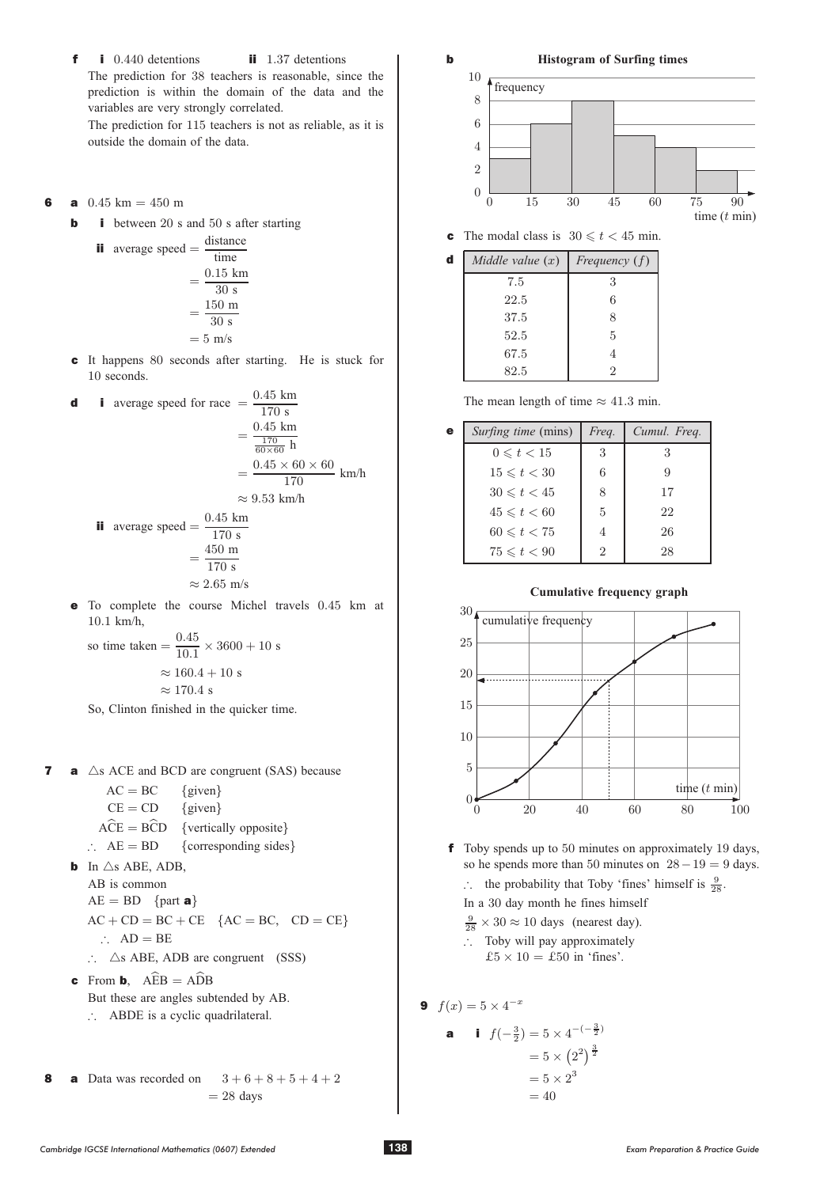**f** **i** 0.440 detentions  **ii** 1.37 detentions

The prediction for 38 teachers is reasonable, since the prediction is within the domain of the data and the variables are very strongly correlated.

The prediction for 115 teachers is not as reliable, as it is outside the domain of the data.

**6** **a** $0.45 \text{ km} = 450 \text{ m}$

**b** **i** between 20 s and 50 s after starting

**ii** $\text{average speed} = \dfrac{\text{distance}}{\text{time}} = \dfrac{0.15 \text{ km}}{30 \text{ s}} = \dfrac{150 \text{ m}}{30 \text{ s}} = 5 \text{ m/s}$

**c** It happens 80 seconds after starting. He is stuck for 10 seconds.

**d** **i** $\text{average speed for race} = \dfrac{0.45 \text{ km}}{170 \text{ s}} = \dfrac{0.45 \text{ km}}{\frac{170}{60\times 60} \text{ h}} = \dfrac{0.45 \times 60 \times 60}{170} \text{ km/h} \approx 9.53 \text{ km/h}$

**ii** $\text{average speed} = \dfrac{0.45 \text{ km}}{170 \text{ s}} = \dfrac{450 \text{ m}}{170 \text{ s}} \approx 2.65 \text{ m/s}$

**e** To complete the course Michel travels 0.45 km at 10.1 km/h,

so $\text{time taken} = \dfrac{0.45}{10.1} \times 3600 + 10 \text{ s} \approx 160.4 + 10 \text{ s} \approx 170.4 \text{ s}$

So, Clinton finished in the quicker time.

**7** **a** $\triangle$s ACE and BCD are congruent (SAS) because

AC = BC {given}
CE = CD {given}
$\widehat{ACE} = \widehat{BCD}$ {vertically opposite}
$\therefore$ AE = BD {corresponding sides}

**b** In $\triangle$s ABE, ADB,
AB is common
AE = BD {part **a**}
AC + CD = BC + CE {AC = BC, CD = CE}
$\therefore$ AD = BE
$\therefore$ $\triangle$s ABE, ADB are congruent (SSS)

**c** From **b**, $\widehat{AEB} = \widehat{ADB}$
But these are angles subtended by AB.
$\therefore$ ABDE is a cyclic quadrilateral.

**8** **a** Data was recorded on $3 + 6 + 8 + 5 + 4 + 2 = 28$ days

**b** **Histogram of Surfing times**

| time ($t$ min) | 0–15 | 15–30 | 30–45 | 45–60 | 60–75 | 75–90 |
|---|---|---|---|---|---|---|
| frequency | 3 | 6 | 8 | 5 | 4 | 2 |

**c** The modal class is $30 \leqslant t < 45$ min.

**d**

| *Middle value* ($x$) | *Frequency* ($f$) |
|---|---|
| 7.5 | 3 |
| 22.5 | 6 |
| 37.5 | 8 |
| 52.5 | 5 |
| 67.5 | 4 |
| 82.5 | 2 |

The mean length of time $\approx 41.3$ min.

**e**

| *Surfing time* (mins) | *Freq.* | *Cumul. Freq.* |
|---|---|---|
| $0 \leqslant t < 15$ | 3 | 3 |
| $15 \leqslant t < 30$ | 6 | 9 |
| $30 \leqslant t < 45$ | 8 | 17 |
| $45 \leqslant t < 60$ | 5 | 22 |
| $60 \leqslant t < 75$ | 4 | 26 |
| $75 \leqslant t < 90$ | 2 | 28 |

**Cumulative frequency graph**

**f** Toby spends up to 50 minutes on approximately 19 days, so he spends more than 50 minutes on $28 - 19 = 9$ days.

$\therefore$ the probability that Toby 'fines' himself is $\frac{9}{28}$.

In a 30 day month he fines himself

$\frac{9}{28} \times 30 \approx 10$ days (nearest day).

$\therefore$ Toby will pay approximately £5 × 10 = £50 in 'fines'.

**9** $f(x) = 5 \times 4^{-x}$

**a** **i** $f(-\frac{3}{2}) = 5 \times 4^{-(-\frac{3}{2})} = 5 \times \left(2^2\right)^{\frac{3}{2}} = 5 \times 2^3 = 40$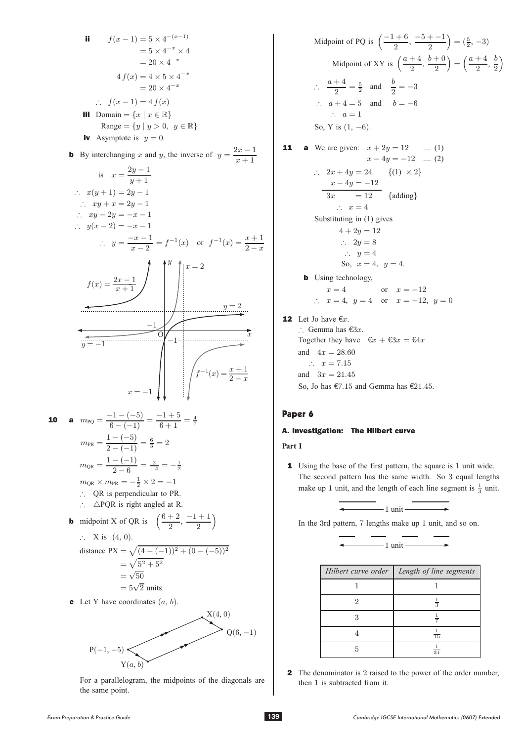**ii** $f(x-1) = 5 \times 4^{-(x-1)}$
$= 5 \times 4^{-x} \times 4$
$= 20 \times 4^{-x}$

$4\,f(x) = 4 \times 5 \times 4^{-x}$
$= 20 \times 4^{-x}$

$\therefore\ f(x-1) = 4\,f(x)$

**iii** Domain $= \{x \mid x \in \mathbb{R}\}$
Range $= \{y \mid y > 0,\ y \in \mathbb{R}\}$

**iv** Asymptote is $y = 0$.

**b** By interchanging $x$ and $y$, the inverse of $y = \dfrac{2x-1}{x+1}$

is $x = \dfrac{2y-1}{y+1}$

$\therefore\ x(y+1) = 2y - 1$
$\therefore\ xy + x = 2y - 1$
$\therefore\ xy - 2y = -x - 1$
$\therefore\ y(x-2) = -x - 1$
$\therefore\ y = \dfrac{-x-1}{x-2} = f^{-1}(x)$ or $f^{-1}(x) = \dfrac{x+1}{2-x}$

[Graph: $f(x) = \dfrac{2x-1}{x+1}$ with asymptotes $x = -1$, $y = 2$; $f^{-1}(x) = \dfrac{x+1}{2-x}$ with asymptotes $x = 2$, $y = -1$; intercepts $-1$ marked; origin O]

**10** **a** $m_{PQ} = \dfrac{-1-(-5)}{6-(-1)} = \dfrac{-1+5}{6+1} = \frac{4}{7}$

$m_{PR} = \dfrac{1-(-5)}{2-(-1)} = \frac{6}{3} = 2$

$m_{QR} = \dfrac{1-(-1)}{2-6} = \frac{2}{-4} = -\frac{1}{2}$

$m_{QR} \times m_{PR} = -\frac{1}{2} \times 2 = -1$

$\therefore$ QR is perpendicular to PR.
$\therefore$ $\triangle$PQR is right angled at R.

**b** midpoint X of QR is $\left(\dfrac{6+2}{2}, \dfrac{-1+1}{2}\right)$

$\therefore$ X is $(4, 0)$.

distance PX $= \sqrt{(4-(-1))^2 + (0-(-5))^2}$
$= \sqrt{5^2 + 5^2}$
$= \sqrt{50}$
$= 5\sqrt{2}$ units

**c** Let Y have coordinates $(a, b)$.

[Diagram: parallelogram with vertices P$(-1, -5)$, X$(4, 0)$, Q$(6, -1)$, Y$(a, b)$]

For a parallelogram, the midpoints of the diagonals are the same point.

Midpoint of PQ is $\left(\dfrac{-1+6}{2}, \dfrac{-5+-1}{2}\right) = (\frac{5}{2}, -3)$

Midpoint of XY is $\left(\dfrac{a+4}{2}, \dfrac{b+0}{2}\right) = \left(\dfrac{a+4}{2}, \dfrac{b}{2}\right)$

$\therefore\ \dfrac{a+4}{2} = \frac{5}{2}$ and $\dfrac{b}{2} = -3$

$\therefore\ a + 4 = 5$ and $b = -6$

$\therefore\ a = 1$

So, Y is $(1, -6)$.

**11** **a** We are given: $x + 2y = 12$ .... (1)
$x - 4y = -12$ .... (2)

$\therefore\ 2x + 4y = 24$ $\{(1) \times 2\}$
$x - 4y = -12$
$3x = 12$ {adding}
$\therefore\ x = 4$

Substituting in (1) gives
$4 + 2y = 12$
$\therefore\ 2y = 8$
$\therefore\ y = 4$
So, $x = 4,\ y = 4$.

**b** Using technology,
$x = 4$ or $x = -12$
$\therefore\ x = 4,\ y = 4$ or $x = -12,\ y = 0$

**12** Let Jo have €$x$.
$\therefore$ Gemma has €$3x$.
Together they have €$x$ + €$3x$ = €$4x$
and $4x = 28.60$
$\therefore\ x = 7.15$
and $3x = 21.45$
So, Jo has €7.15 and Gemma has €21.45.

## Paper 6

### A. Investigation: The Hilbert curve

**Part I**

**1** Using the base of the first pattern, the square is 1 unit wide. The second pattern has the same width. So 3 equal lengths make up 1 unit, and the length of each line segment is $\frac{1}{3}$ unit.

[Diagram: ← 1 unit →]

In the 3rd pattern, 7 lengths make up 1 unit, and so on.

[Diagram: ← 1 unit →]

| *Hilbert curve order* | *Length of line segments* |
|---|---|
| 1 | 1 |
| 2 | $\frac{1}{3}$ |
| 3 | $\frac{1}{7}$ |
| 4 | $\frac{1}{15}$ |
| 5 | $\frac{1}{31}$ |

**2** The denominator is 2 raised to the power of the order number, then 1 is subtracted from it.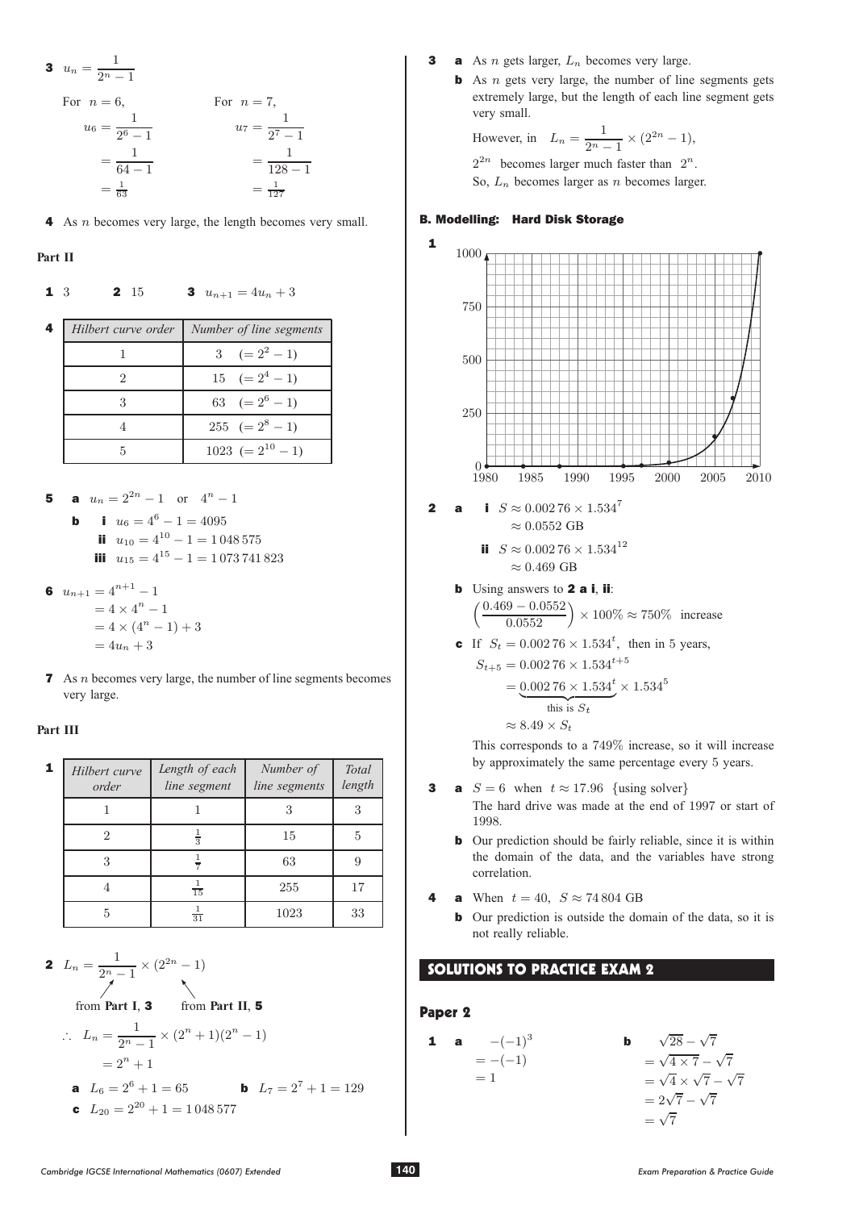**3** $u_n = \dfrac{1}{2^n - 1}$

For $n = 6$,

$$u_6 = \frac{1}{2^6 - 1} = \frac{1}{64 - 1} = \tfrac{1}{63}$$

For $n = 7$,

$$u_7 = \frac{1}{2^7 - 1} = \frac{1}{128 - 1} = \tfrac{1}{127}$$

**4** As $n$ becomes very large, the length becomes very small.

**Part II**

**1** 3 **2** 15 **3** $u_{n+1} = 4u_n + 3$

**4**

| Hilbert curve order | Number of line segments |
|---|---|
| 1 | 3 $(= 2^2 - 1)$ |
| 2 | 15 $(= 2^4 - 1)$ |
| 3 | 63 $(= 2^6 - 1)$ |
| 4 | 255 $(= 2^8 - 1)$ |
| 5 | 1023 $(= 2^{10} - 1)$ |

**5** **a** $u_n = 2^{2n} - 1$ or $4^n - 1$

**b** **i** $u_6 = 4^6 - 1 = 4095$

**ii** $u_{10} = 4^{10} - 1 = 1\,048\,575$

**iii** $u_{15} = 4^{15} - 1 = 1\,073\,741\,823$

**6**

$$\begin{aligned} u_{n+1} &= 4^{n+1} - 1 \\ &= 4 \times 4^n - 1 \\ &= 4 \times (4^n - 1) + 3 \\ &= 4u_n + 3 \end{aligned}$$

**7** As $n$ becomes very large, the number of line segments becomes very large.

**Part III**

**1**

| Hilbert curve order | Length of each line segment | Number of line segments | Total length |
|---|---|---|---|
| 1 | 1 | 3 | 3 |
| 2 | $\frac{1}{3}$ | 15 | 5 |
| 3 | $\frac{1}{7}$ | 63 | 9 |
| 4 | $\frac{1}{15}$ | 255 | 17 |
| 5 | $\frac{1}{31}$ | 1023 | 33 |

**2** $L_n = \dfrac{1}{2^n - 1} \times (2^{2n} - 1)$

$\dfrac{1}{2^n - 1}$ from **Part I**, **3**; $(2^{2n} - 1)$ from **Part II**, **5**

$$\therefore \quad L_n = \frac{1}{2^n - 1} \times (2^n + 1)(2^n - 1) = 2^n + 1$$

**a** $L_6 = 2^6 + 1 = 65$ **b** $L_7 = 2^7 + 1 = 129$

**c** $L_{20} = 2^{20} + 1 = 1\,048\,577$

**3** **a** As $n$ gets larger, $L_n$ becomes very large.

**b** As $n$ gets very large, the number of line segments gets extremely large, but the length of each line segment gets very small.

However, in $\quad L_n = \dfrac{1}{2^n - 1} \times (2^{2n} - 1)$,

$2^{2n}$ becomes larger much faster than $2^n$.

So, $L_n$ becomes larger as $n$ becomes larger.

### B. Modelling: Hard Disk Storage

**1**

1000
750
500
250
0
1980 1985 1990 1995 2000 2005 2010

**2** **a** **i**

$$S \approx 0.002\,76 \times 1.534^7 \approx 0.0552 \text{ GB}$$

**ii**

$$S \approx 0.002\,76 \times 1.534^{12} \approx 0.469 \text{ GB}$$

**b** Using answers to **2 a i**, **ii**:

$$\left(\frac{0.469 - 0.0552}{0.0552}\right) \times 100\% \approx 750\% \text{ increase}$$

**c** If $S_t = 0.002\,76 \times 1.534^t$, then in 5 years,

$$\begin{aligned} S_{t+5} &= 0.002\,76 \times 1.534^{t+5} \\ &= \underbrace{0.002\,76 \times 1.534^t}_{\text{this is } S_t} \times 1.534^5 \\ &\approx 8.49 \times S_t \end{aligned}$$

This corresponds to a 749% increase, so it will increase by approximately the same percentage every 5 years.

**3** **a** $S = 6$ when $t \approx 17.96$ {using solver}

The hard drive was made at the end of 1997 or start of 1998.

**b** Our prediction should be fairly reliable, since it is within the domain of the data, and the variables have strong correlation.

**4** **a** When $t = 40$, $S \approx 74\,804$ GB

**b** Our prediction is outside the domain of the data, so it is not really reliable.

## SOLUTIONS TO PRACTICE EXAM 2

### Paper 2

**1** **a**

$$\begin{aligned} &-(-1)^3 \\ &= -(-1) \\ &= 1 \end{aligned}$$

**b**

$$\begin{aligned} &\sqrt{28} - \sqrt{7} \\ &= \sqrt{4 \times 7} - \sqrt{7} \\ &= \sqrt{4} \times \sqrt{7} - \sqrt{7} \\ &= 2\sqrt{7} - \sqrt{7} \\ &= \sqrt{7} \end{aligned}$$